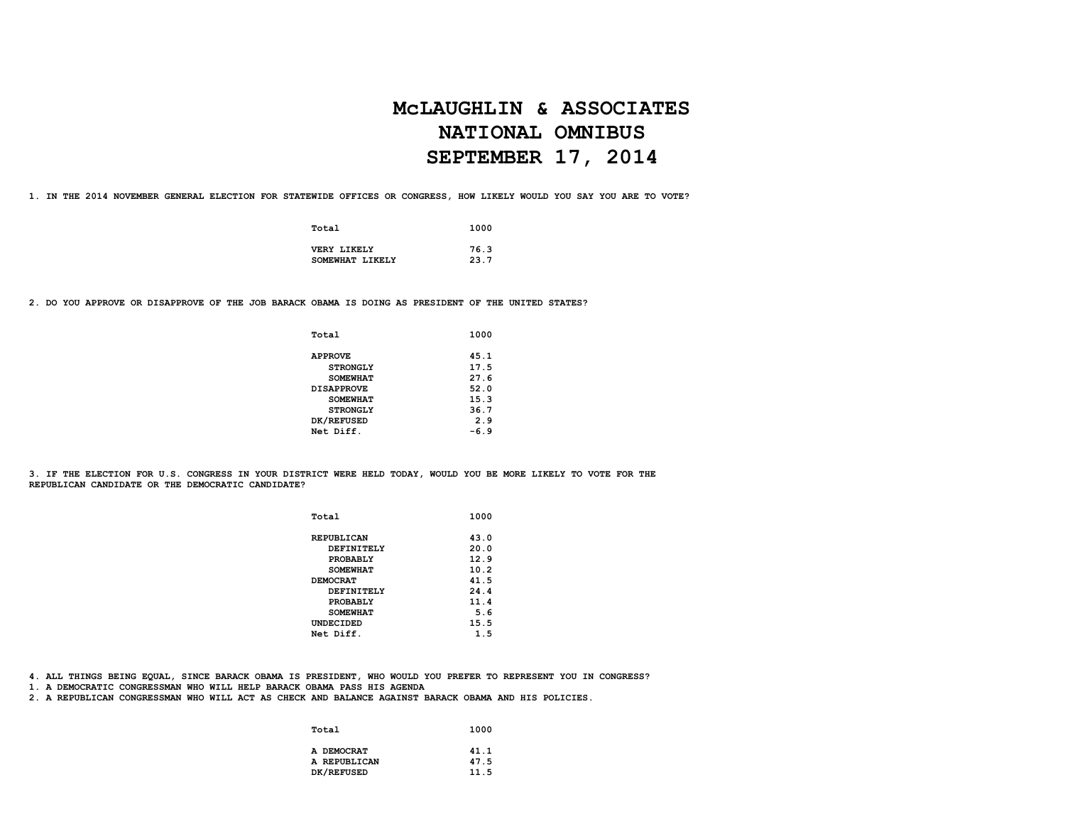# McLAUGHLIN & ASSOCIATES
# NATIONAL OMNIBUS
# SEPTEMBER 17, 2014

**1. IN THE 2014 NOVEMBER GENERAL ELECTION FOR STATEWIDE OFFICES OR CONGRESS, HOW LIKELY WOULD YOU SAY YOU ARE TO VOTE?**

| | |
|---|---|
| Total | 1000 |
| VERY LIKELY | 76.3 |
| SOMEWHAT LIKELY | 23.7 |

**2. DO YOU APPROVE OR DISAPPROVE OF THE JOB BARACK OBAMA IS DOING AS PRESIDENT OF THE UNITED STATES?**

| | |
|---|---|
| Total | 1000 |
| APPROVE | 45.1 |
| STRONGLY | 17.5 |
| SOMEWHAT | 27.6 |
| DISAPPROVE | 52.0 |
| SOMEWHAT | 15.3 |
| STRONGLY | 36.7 |
| DK/REFUSED | 2.9 |
| Net Diff. | -6.9 |

**3. IF THE ELECTION FOR U.S. CONGRESS IN YOUR DISTRICT WERE HELD TODAY, WOULD YOU BE MORE LIKELY TO VOTE FOR THE REPUBLICAN CANDIDATE OR THE DEMOCRATIC CANDIDATE?**

| | |
|---|---|
| Total | 1000 |
| REPUBLICAN | 43.0 |
| DEFINITELY | 20.0 |
| PROBABLY | 12.9 |
| SOMEWHAT | 10.2 |
| DEMOCRAT | 41.5 |
| DEFINITELY | 24.4 |
| PROBABLY | 11.4 |
| SOMEWHAT | 5.6 |
| UNDECIDED | 15.5 |
| Net Diff. | 1.5 |

**4. ALL THINGS BEING EQUAL, SINCE BARACK OBAMA IS PRESIDENT, WHO WOULD YOU PREFER TO REPRESENT YOU IN CONGRESS?**
**1. A DEMOCRATIC CONGRESSMAN WHO WILL HELP BARACK OBAMA PASS HIS AGENDA**
**2. A REPUBLICAN CONGRESSMAN WHO WILL ACT AS CHECK AND BALANCE AGAINST BARACK OBAMA AND HIS POLICIES.**

| | |
|---|---|
| Total | 1000 |
| A DEMOCRAT | 41.1 |
| A REPUBLICAN | 47.5 |
| DK/REFUSED | 11.5 |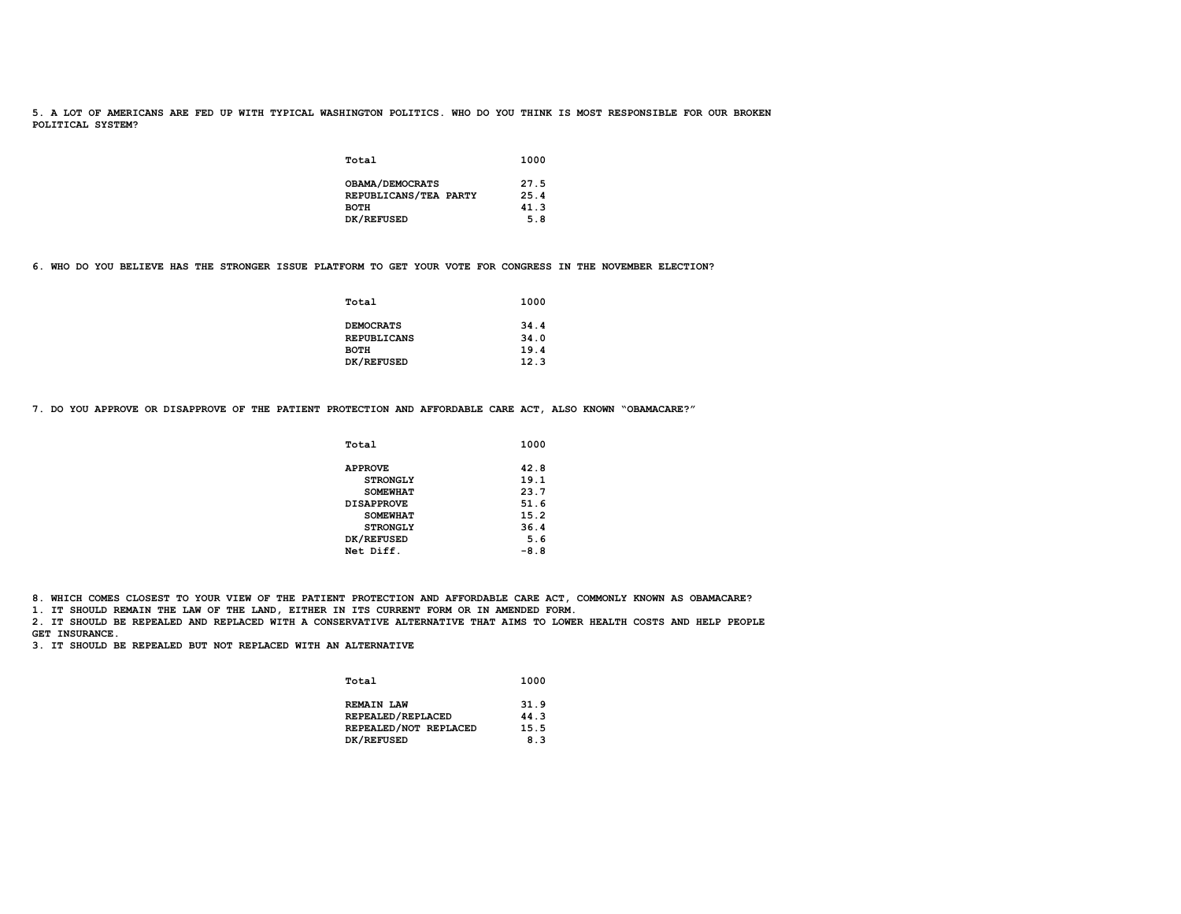**5. A LOT OF AMERICANS ARE FED UP WITH TYPICAL WASHINGTON POLITICS. WHO DO YOU THINK IS MOST RESPONSIBLE FOR OUR BROKEN POLITICAL SYSTEM?**

| Total | 1000 |
|---|---|
| OBAMA/DEMOCRATS | 27.5 |
| REPUBLICANS/TEA PARTY | 25.4 |
| BOTH | 41.3 |
| DK/REFUSED | 5.8 |

**6. WHO DO YOU BELIEVE HAS THE STRONGER ISSUE PLATFORM TO GET YOUR VOTE FOR CONGRESS IN THE NOVEMBER ELECTION?**

| Total | 1000 |
|---|---|
| DEMOCRATS | 34.4 |
| REPUBLICANS | 34.0 |
| BOTH | 19.4 |
| DK/REFUSED | 12.3 |

**7. DO YOU APPROVE OR DISAPPROVE OF THE PATIENT PROTECTION AND AFFORDABLE CARE ACT, ALSO KNOWN "OBAMACARE?"**

| Total | 1000 |
|---|---|
| APPROVE | 42.8 |
| STRONGLY | 19.1 |
| SOMEWHAT | 23.7 |
| DISAPPROVE | 51.6 |
| SOMEWHAT | 15.2 |
| STRONGLY | 36.4 |
| DK/REFUSED | 5.6 |
| Net Diff. | -8.8 |

**8. WHICH COMES CLOSEST TO YOUR VIEW OF THE PATIENT PROTECTION AND AFFORDABLE CARE ACT, COMMONLY KNOWN AS OBAMACARE?**
**1. IT SHOULD REMAIN THE LAW OF THE LAND, EITHER IN ITS CURRENT FORM OR IN AMENDED FORM.**
**2. IT SHOULD BE REPEALED AND REPLACED WITH A CONSERVATIVE ALTERNATIVE THAT AIMS TO LOWER HEALTH COSTS AND HELP PEOPLE GET INSURANCE.**
**3. IT SHOULD BE REPEALED BUT NOT REPLACED WITH AN ALTERNATIVE**

| Total | 1000 |
|---|---|
| REMAIN LAW | 31.9 |
| REPEALED/REPLACED | 44.3 |
| REPEALED/NOT REPLACED | 15.5 |
| DK/REFUSED | 8.3 |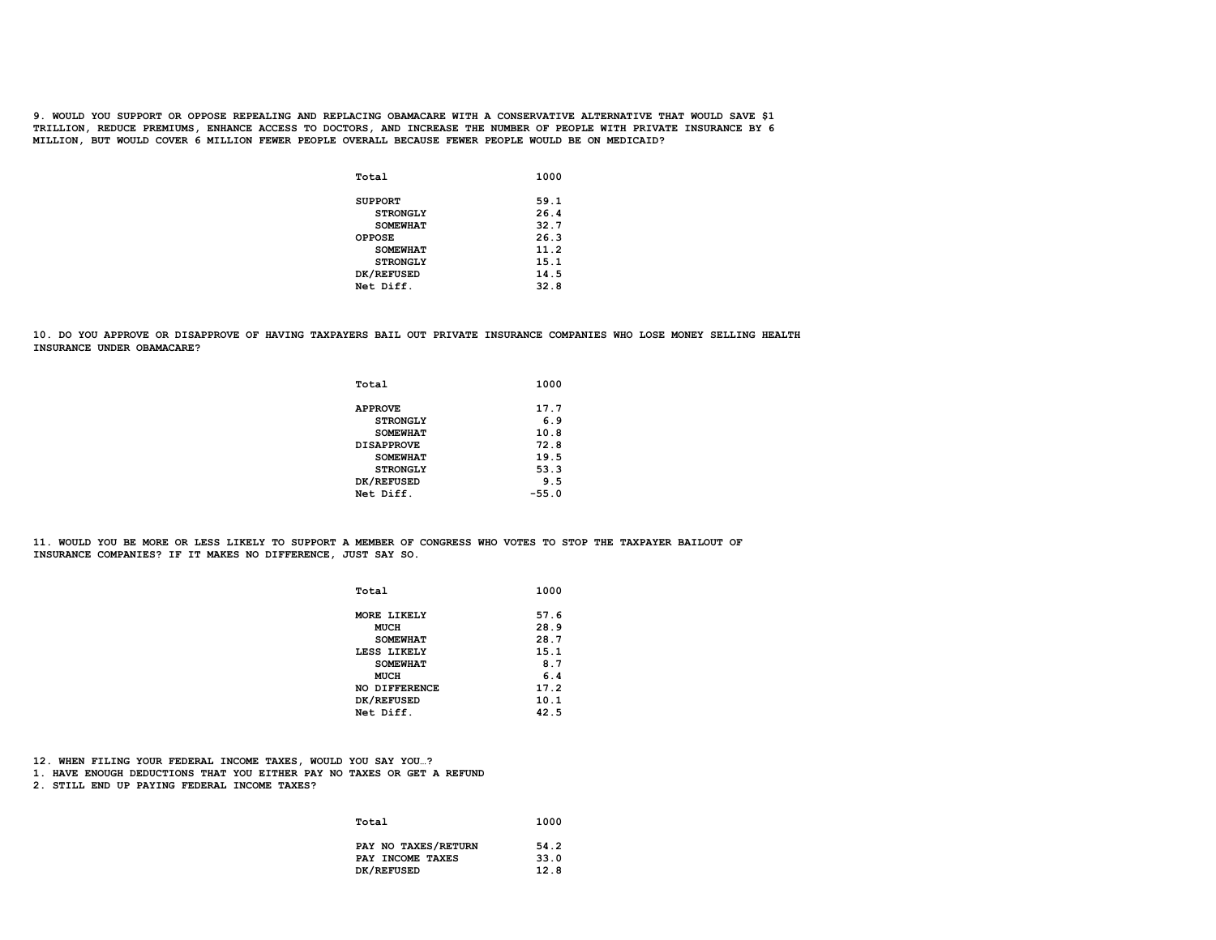**9. WOULD YOU SUPPORT OR OPPOSE REPEALING AND REPLACING OBAMACARE WITH A CONSERVATIVE ALTERNATIVE THAT WOULD SAVE $1 TRILLION, REDUCE PREMIUMS, ENHANCE ACCESS TO DOCTORS, AND INCREASE THE NUMBER OF PEOPLE WITH PRIVATE INSURANCE BY 6 MILLION, BUT WOULD COVER 6 MILLION FEWER PEOPLE OVERALL BECAUSE FEWER PEOPLE WOULD BE ON MEDICAID?**

| Total | 1000 |
|---|---|
| SUPPORT | 59.1 |
| STRONGLY | 26.4 |
| SOMEWHAT | 32.7 |
| OPPOSE | 26.3 |
| SOMEWHAT | 11.2 |
| STRONGLY | 15.1 |
| DK/REFUSED | 14.5 |
| Net Diff. | 32.8 |

**10. DO YOU APPROVE OR DISAPPROVE OF HAVING TAXPAYERS BAIL OUT PRIVATE INSURANCE COMPANIES WHO LOSE MONEY SELLING HEALTH INSURANCE UNDER OBAMACARE?**

| Total | 1000 |
|---|---|
| APPROVE | 17.7 |
| STRONGLY | 6.9 |
| SOMEWHAT | 10.8 |
| DISAPPROVE | 72.8 |
| SOMEWHAT | 19.5 |
| STRONGLY | 53.3 |
| DK/REFUSED | 9.5 |
| Net Diff. | -55.0 |

**11. WOULD YOU BE MORE OR LESS LIKELY TO SUPPORT A MEMBER OF CONGRESS WHO VOTES TO STOP THE TAXPAYER BAILOUT OF INSURANCE COMPANIES? IF IT MAKES NO DIFFERENCE, JUST SAY SO.**

| Total | 1000 |
|---|---|
| MORE LIKELY | 57.6 |
| MUCH | 28.9 |
| SOMEWHAT | 28.7 |
| LESS LIKELY | 15.1 |
| SOMEWHAT | 8.7 |
| MUCH | 6.4 |
| NO DIFFERENCE | 17.2 |
| DK/REFUSED | 10.1 |
| Net Diff. | 42.5 |

**12. WHEN FILING YOUR FEDERAL INCOME TAXES, WOULD YOU SAY YOU…?**
**1. HAVE ENOUGH DEDUCTIONS THAT YOU EITHER PAY NO TAXES OR GET A REFUND**
**2. STILL END UP PAYING FEDERAL INCOME TAXES?**

| Total | 1000 |
|---|---|
| PAY NO TAXES/RETURN | 54.2 |
| PAY INCOME TAXES | 33.0 |
| DK/REFUSED | 12.8 |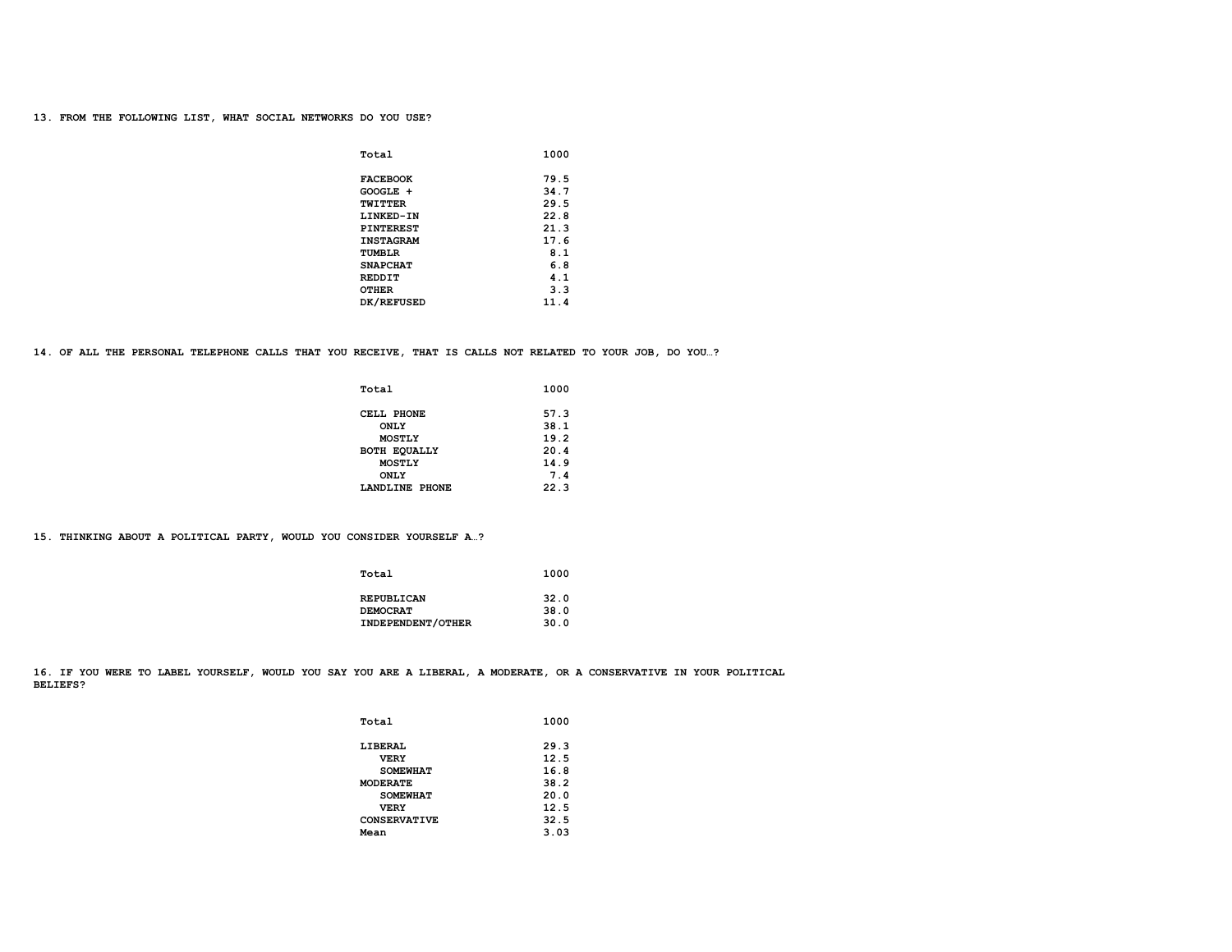**13. FROM THE FOLLOWING LIST, WHAT SOCIAL NETWORKS DO YOU USE?**

| | |
|---|---|
| Total | 1000 |
| FACEBOOK | 79.5 |
| GOOGLE + | 34.7 |
| TWITTER | 29.5 |
| LINKED-IN | 22.8 |
| PINTEREST | 21.3 |
| INSTAGRAM | 17.6 |
| TUMBLR | 8.1 |
| SNAPCHAT | 6.8 |
| REDDIT | 4.1 |
| OTHER | 3.3 |
| DK/REFUSED | 11.4 |

**14. OF ALL THE PERSONAL TELEPHONE CALLS THAT YOU RECEIVE, THAT IS CALLS NOT RELATED TO YOUR JOB, DO YOU…?**

| | |
|---|---|
| Total | 1000 |
| CELL PHONE | 57.3 |
| ONLY | 38.1 |
| MOSTLY | 19.2 |
| BOTH EQUALLY | 20.4 |
| MOSTLY | 14.9 |
| ONLY | 7.4 |
| LANDLINE PHONE | 22.3 |

**15. THINKING ABOUT A POLITICAL PARTY, WOULD YOU CONSIDER YOURSELF A…?**

| | |
|---|---|
| Total | 1000 |
| REPUBLICAN | 32.0 |
| DEMOCRAT | 38.0 |
| INDEPENDENT/OTHER | 30.0 |

**16. IF YOU WERE TO LABEL YOURSELF, WOULD YOU SAY YOU ARE A LIBERAL, A MODERATE, OR A CONSERVATIVE IN YOUR POLITICAL BELIEFS?**

| | |
|---|---|
| Total | 1000 |
| LIBERAL | 29.3 |
| VERY | 12.5 |
| SOMEWHAT | 16.8 |
| MODERATE | 38.2 |
| SOMEWHAT | 20.0 |
| VERY | 12.5 |
| CONSERVATIVE | 32.5 |
| Mean | 3.03 |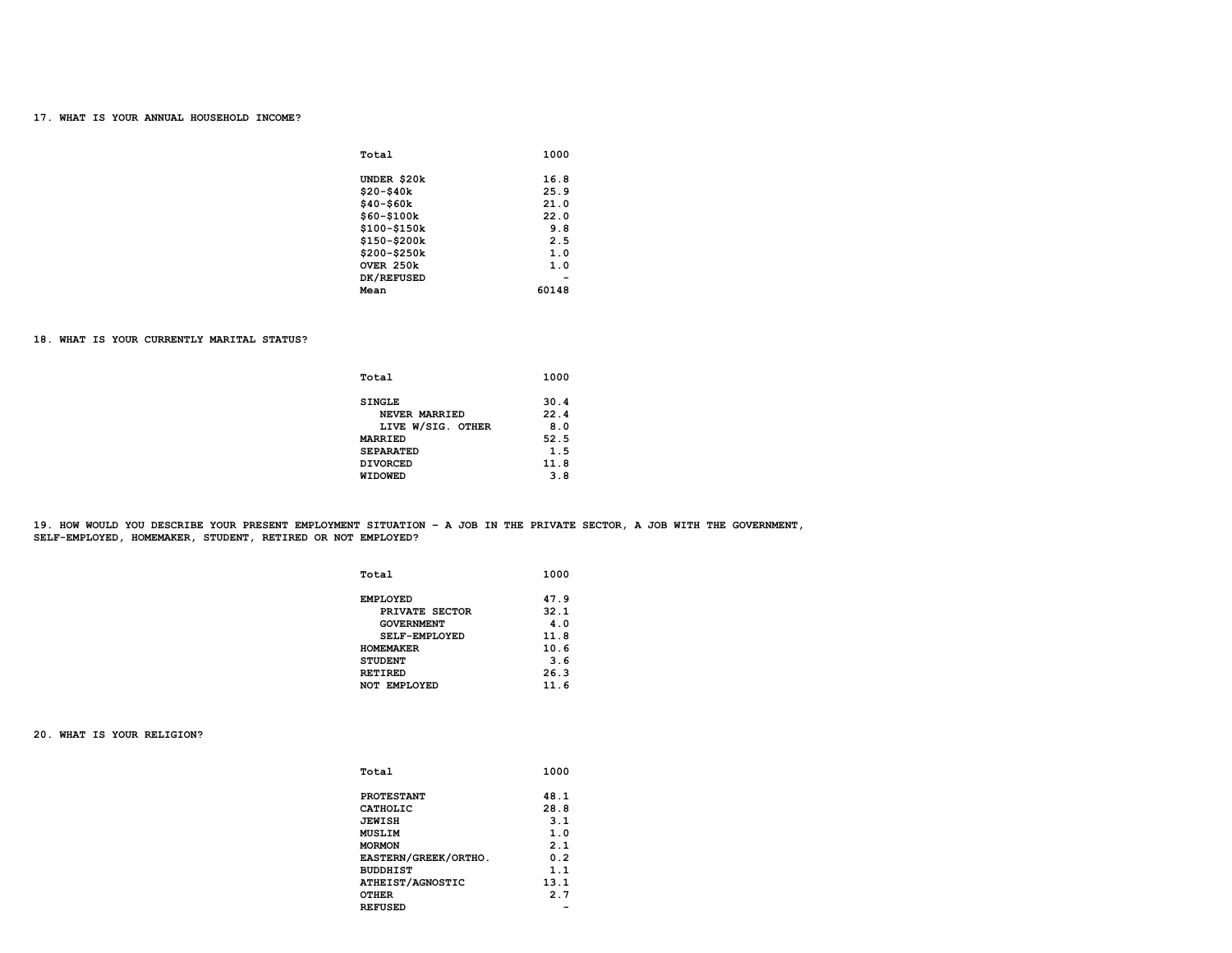17. WHAT IS YOUR ANNUAL HOUSEHOLD INCOME?

| | |
|---|---|
| Total | 1000 |
| UNDER $20k | 16.8 |
| $20-$40k | 25.9 |
| $40-$60k | 21.0 |
| $60-$100k | 22.0 |
| $100-$150k | 9.8 |
| $150-$200k | 2.5 |
| $200-$250k | 1.0 |
| OVER 250k | 1.0 |
| DK/REFUSED | - |
| Mean | 60148 |

18. WHAT IS YOUR CURRENTLY MARITAL STATUS?

| | |
|---|---|
| Total | 1000 |
| SINGLE | 30.4 |
| NEVER MARRIED | 22.4 |
| LIVE W/SIG. OTHER | 8.0 |
| MARRIED | 52.5 |
| SEPARATED | 1.5 |
| DIVORCED | 11.8 |
| WIDOWED | 3.8 |

19. HOW WOULD YOU DESCRIBE YOUR PRESENT EMPLOYMENT SITUATION - A JOB IN THE PRIVATE SECTOR, A JOB WITH THE GOVERNMENT, SELF-EMPLOYED, HOMEMAKER, STUDENT, RETIRED OR NOT EMPLOYED?

| | |
|---|---|
| Total | 1000 |
| EMPLOYED | 47.9 |
| PRIVATE SECTOR | 32.1 |
| GOVERNMENT | 4.0 |
| SELF-EMPLOYED | 11.8 |
| HOMEMAKER | 10.6 |
| STUDENT | 3.6 |
| RETIRED | 26.3 |
| NOT EMPLOYED | 11.6 |

20. WHAT IS YOUR RELIGION?

| | |
|---|---|
| Total | 1000 |
| PROTESTANT | 48.1 |
| CATHOLIC | 28.8 |
| JEWISH | 3.1 |
| MUSLIM | 1.0 |
| MORMON | 2.1 |
| EASTERN/GREEK/ORTHO. | 0.2 |
| BUDDHIST | 1.1 |
| ATHEIST/AGNOSTIC | 13.1 |
| OTHER | 2.7 |
| REFUSED | - |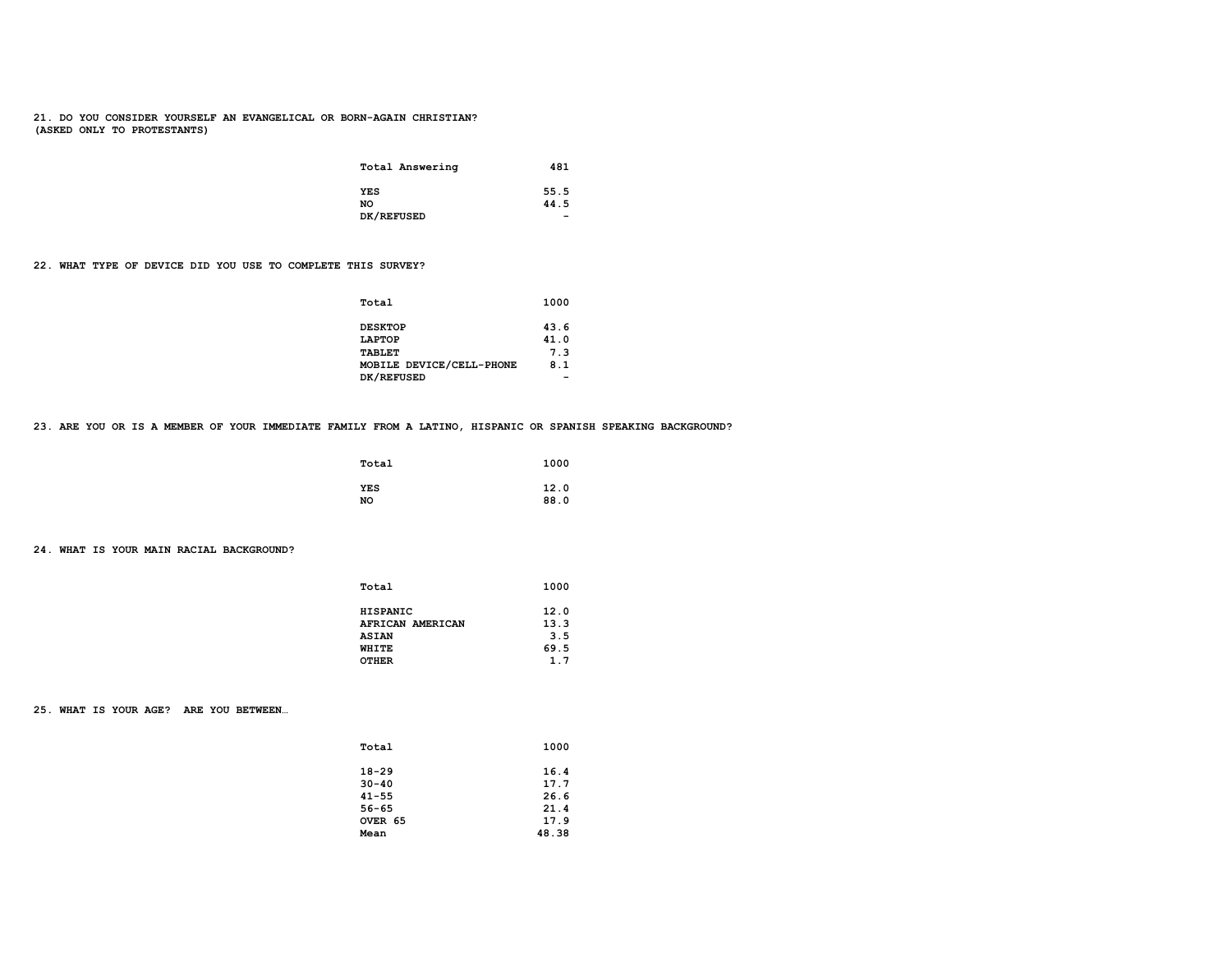**21. DO YOU CONSIDER YOURSELF AN EVANGELICAL OR BORN-AGAIN CHRISTIAN?**
**(ASKED ONLY TO PROTESTANTS)**

| Total Answering | 481 |
|---|---|
| YES | 55.5 |
| NO | 44.5 |
| DK/REFUSED | - |

**22. WHAT TYPE OF DEVICE DID YOU USE TO COMPLETE THIS SURVEY?**

| Total | 1000 |
|---|---|
| DESKTOP | 43.6 |
| LAPTOP | 41.0 |
| TABLET | 7.3 |
| MOBILE DEVICE/CELL-PHONE | 8.1 |
| DK/REFUSED | - |

**23. ARE YOU OR IS A MEMBER OF YOUR IMMEDIATE FAMILY FROM A LATINO, HISPANIC OR SPANISH SPEAKING BACKGROUND?**

| Total | 1000 |
|---|---|
| YES | 12.0 |
| NO | 88.0 |

**24. WHAT IS YOUR MAIN RACIAL BACKGROUND?**

| Total | 1000 |
|---|---|
| HISPANIC | 12.0 |
| AFRICAN AMERICAN | 13.3 |
| ASIAN | 3.5 |
| WHITE | 69.5 |
| OTHER | 1.7 |

**25. WHAT IS YOUR AGE? ARE YOU BETWEEN…**

| Total | 1000 |
|---|---|
| 18-29 | 16.4 |
| 30-40 | 17.7 |
| 41-55 | 26.6 |
| 56-65 | 21.4 |
| OVER 65 | 17.9 |
| Mean | 48.38 |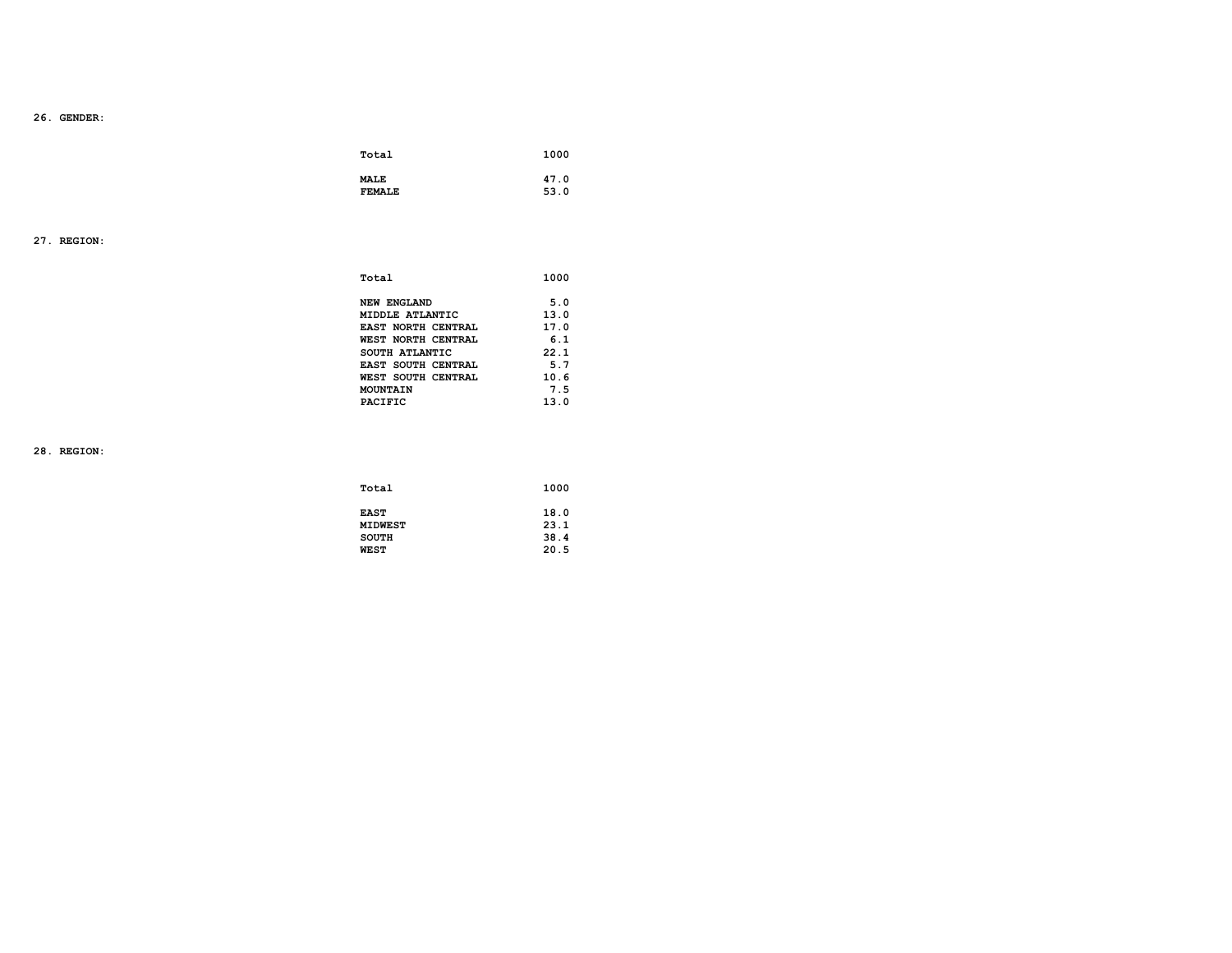**26. GENDER:**

| | |
|---|---|
| Total | 1000 |
| MALE | 47.0 |
| FEMALE | 53.0 |

**27. REGION:**

| | |
|---|---|
| Total | 1000 |
| NEW ENGLAND | 5.0 |
| MIDDLE ATLANTIC | 13.0 |
| EAST NORTH CENTRAL | 17.0 |
| WEST NORTH CENTRAL | 6.1 |
| SOUTH ATLANTIC | 22.1 |
| EAST SOUTH CENTRAL | 5.7 |
| WEST SOUTH CENTRAL | 10.6 |
| MOUNTAIN | 7.5 |
| PACIFIC | 13.0 |

**28. REGION:**

| | |
|---|---|
| Total | 1000 |
| EAST | 18.0 |
| MIDWEST | 23.1 |
| SOUTH | 38.4 |
| WEST | 20.5 |